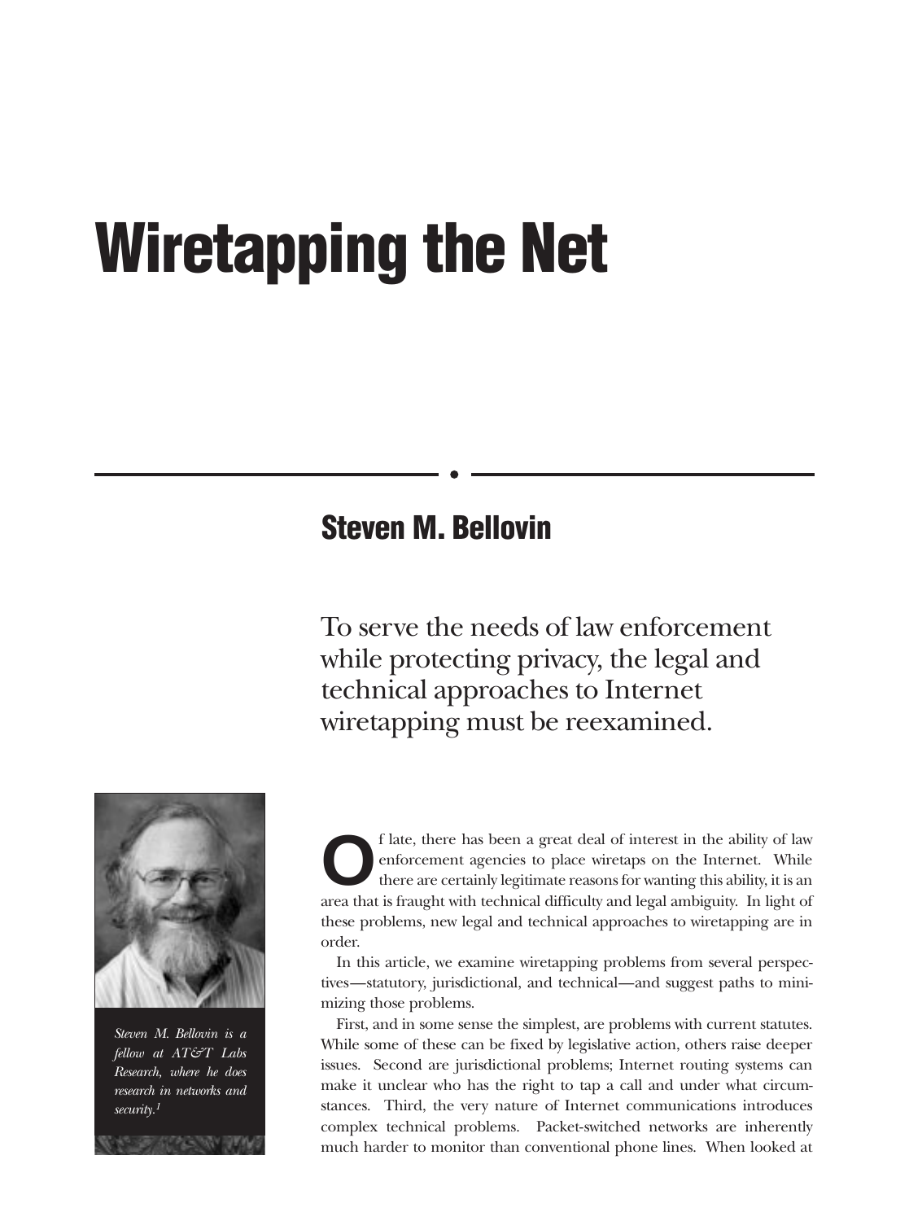# Wiretapping the Net

## Steven M. Bellovin

To serve the needs of law enforcement while protecting privacy, the legal and technical approaches to Internet wiretapping must be reexamined.

*Steven M. Bellovin is a fellow at AT&T Labs Research, where he does research in networks and security.[1]*

Of late, there has been a great deal of interest in the ability of law enforcement agencies to place wiretaps on the Internet. While there are certainly legitimate reasons for wanting this ability, it is an area that is fraught with technical difficulty and legal ambiguity. In light of these problems, new legal and technical approaches to wiretapping are in order.

In this article, we examine wiretapping problems from several perspectives—statutory, jurisdictional, and technical—and suggest paths to minimizing those problems.

First, and in some sense the simplest, are problems with current statutes. While some of these can be fixed by legislative action, others raise deeper issues. Second are jurisdictional problems; Internet routing systems can make it unclear who has the right to tap a call and under what circumstances. Third, the very nature of Internet communications introduces complex technical problems. Packet-switched networks are inherently much harder to monitor than conventional phone lines. When looked at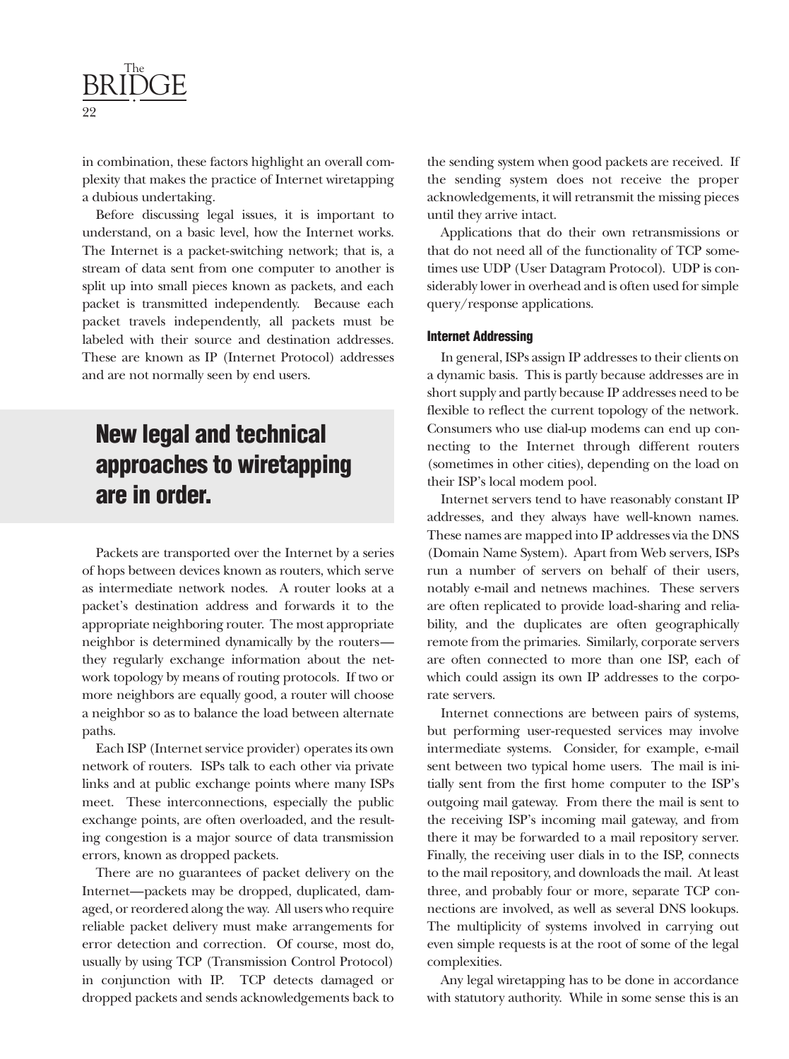in combination, these factors highlight an overall complexity that makes the practice of Internet wiretapping a dubious undertaking.

Before discussing legal issues, it is important to understand, on a basic level, how the Internet works. The Internet is a packet-switching network; that is, a stream of data sent from one computer to another is split up into small pieces known as packets, and each packet is transmitted independently. Because each packet travels independently, all packets must be labeled with their source and destination addresses. These are known as IP (Internet Protocol) addresses and are not normally seen by end users.

> **New legal and technical approaches to wiretapping are in order.**

Packets are transported over the Internet by a series of hops between devices known as routers, which serve as intermediate network nodes. A router looks at a packet's destination address and forwards it to the appropriate neighboring router. The most appropriate neighbor is determined dynamically by the routers—they regularly exchange information about the network topology by means of routing protocols. If two or more neighbors are equally good, a router will choose a neighbor so as to balance the load between alternate paths.

Each ISP (Internet service provider) operates its own network of routers. ISPs talk to each other via private links and at public exchange points where many ISPs meet. These interconnections, especially the public exchange points, are often overloaded, and the resulting congestion is a major source of data transmission errors, known as dropped packets.

There are no guarantees of packet delivery on the Internet—packets may be dropped, duplicated, damaged, or reordered along the way. All users who require reliable packet delivery must make arrangements for error detection and correction. Of course, most do, usually by using TCP (Transmission Control Protocol) in conjunction with IP. TCP detects damaged or dropped packets and sends acknowledgements back to the sending system when good packets are received. If the sending system does not receive the proper acknowledgements, it will retransmit the missing pieces until they arrive intact.

Applications that do their own retransmissions or that do not need all of the functionality of TCP sometimes use UDP (User Datagram Protocol). UDP is considerably lower in overhead and is often used for simple query/response applications.

#### Internet Addressing

In general, ISPs assign IP addresses to their clients on a dynamic basis. This is partly because addresses are in short supply and partly because IP addresses need to be flexible to reflect the current topology of the network. Consumers who use dial-up modems can end up connecting to the Internet through different routers (sometimes in other cities), depending on the load on their ISP's local modem pool.

Internet servers tend to have reasonably constant IP addresses, and they always have well-known names. These names are mapped into IP addresses via the DNS (Domain Name System). Apart from Web servers, ISPs run a number of servers on behalf of their users, notably e-mail and netnews machines. These servers are often replicated to provide load-sharing and reliability, and the duplicates are often geographically remote from the primaries. Similarly, corporate servers are often connected to more than one ISP, each of which could assign its own IP addresses to the corporate servers.

Internet connections are between pairs of systems, but performing user-requested services may involve intermediate systems. Consider, for example, e-mail sent between two typical home users. The mail is initially sent from the first home computer to the ISP's outgoing mail gateway. From there the mail is sent to the receiving ISP's incoming mail gateway, and from there it may be forwarded to a mail repository server. Finally, the receiving user dials in to the ISP, connects to the mail repository, and downloads the mail. At least three, and probably four or more, separate TCP connections are involved, as well as several DNS lookups. The multiplicity of systems involved in carrying out even simple requests is at the root of some of the legal complexities.

Any legal wiretapping has to be done in accordance with statutory authority. While in some sense this is an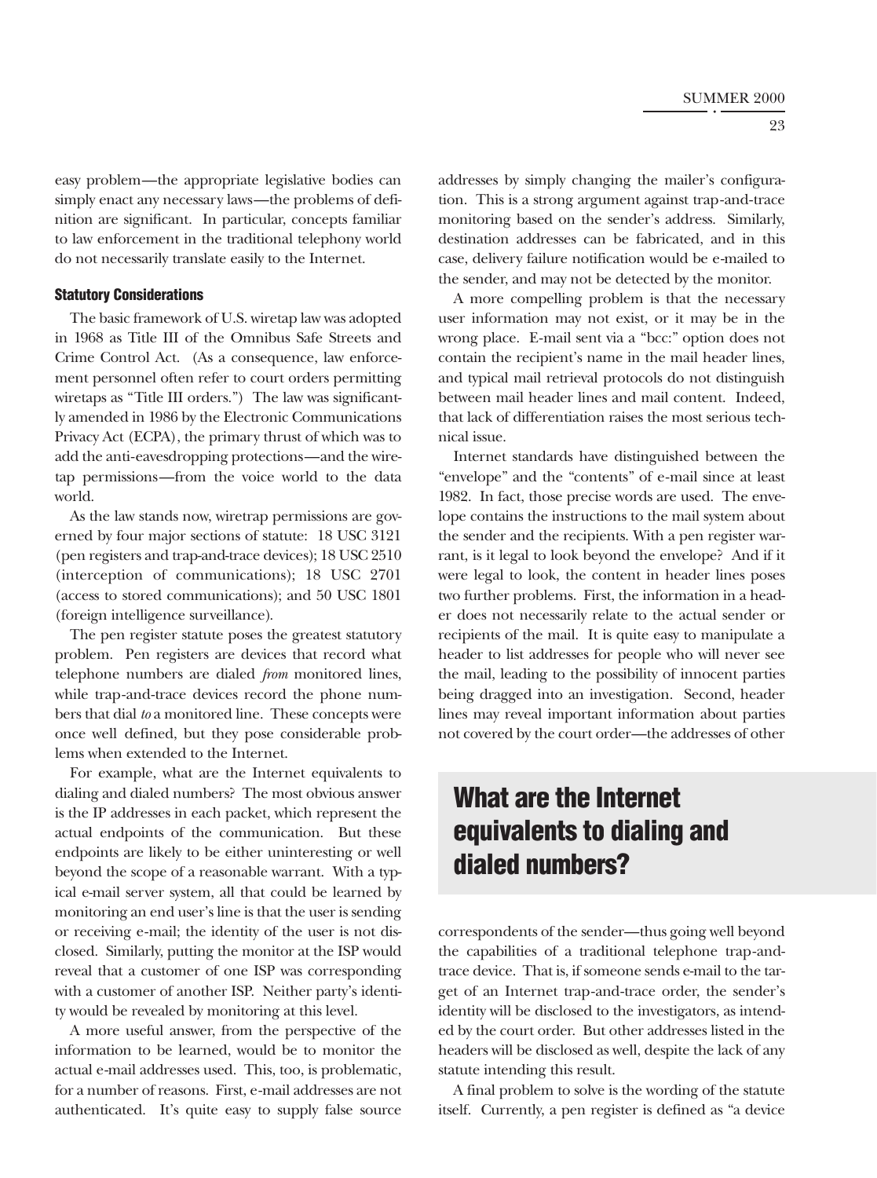easy problem—the appropriate legislative bodies can simply enact any necessary laws—the problems of definition are significant. In particular, concepts familiar to law enforcement in the traditional telephony world do not necessarily translate easily to the Internet.

### Statutory Considerations

The basic framework of U.S. wiretap law was adopted in 1968 as Title III of the Omnibus Safe Streets and Crime Control Act. (As a consequence, law enforcement personnel often refer to court orders permitting wiretaps as "Title III orders.") The law was significantly amended in 1986 by the Electronic Communications Privacy Act (ECPA), the primary thrust of which was to add the anti-eavesdropping protections—and the wiretap permissions—from the voice world to the data world.

As the law stands now, wiretrap permissions are governed by four major sections of statute: 18 USC 3121 (pen registers and trap-and-trace devices); 18 USC 2510 (interception of communications); 18 USC 2701 (access to stored communications); and 50 USC 1801 (foreign intelligence surveillance).

The pen register statute poses the greatest statutory problem. Pen registers are devices that record what telephone numbers are dialed *from* monitored lines, while trap-and-trace devices record the phone numbers that dial *to* a monitored line. These concepts were once well defined, but they pose considerable problems when extended to the Internet.

For example, what are the Internet equivalents to dialing and dialed numbers? The most obvious answer is the IP addresses in each packet, which represent the actual endpoints of the communication. But these endpoints are likely to be either uninteresting or well beyond the scope of a reasonable warrant. With a typical e-mail server system, all that could be learned by monitoring an end user's line is that the user is sending or receiving e-mail; the identity of the user is not disclosed. Similarly, putting the monitor at the ISP would reveal that a customer of one ISP was corresponding with a customer of another ISP. Neither party's identity would be revealed by monitoring at this level.

A more useful answer, from the perspective of the information to be learned, would be to monitor the actual e-mail addresses used. This, too, is problematic, for a number of reasons. First, e-mail addresses are not authenticated. It's quite easy to supply false source addresses by simply changing the mailer's configuration. This is a strong argument against trap-and-trace monitoring based on the sender's address. Similarly, destination addresses can be fabricated, and in this case, delivery failure notification would be e-mailed to the sender, and may not be detected by the monitor.

A more compelling problem is that the necessary user information may not exist, or it may be in the wrong place. E-mail sent via a "bcc:" option does not contain the recipient's name in the mail header lines, and typical mail retrieval protocols do not distinguish between mail header lines and mail content. Indeed, that lack of differentiation raises the most serious technical issue.

Internet standards have distinguished between the "envelope" and the "contents" of e-mail since at least 1982. In fact, those precise words are used. The envelope contains the instructions to the mail system about the sender and the recipients. With a pen register warrant, is it legal to look beyond the envelope? And if it were legal to look, the content in header lines poses two further problems. First, the information in a header does not necessarily relate to the actual sender or recipients of the mail. It is quite easy to manipulate a header to list addresses for people who will never see the mail, leading to the possibility of innocent parties being dragged into an investigation. Second, header lines may reveal important information about parties not covered by the court order—the addresses of other correspondents of the sender—thus going well beyond the capabilities of a traditional telephone trap-and-trace device. That is, if someone sends e-mail to the target of an Internet trap-and-trace order, the sender's identity will be disclosed to the investigators, as intended by the court order. But other addresses listed in the headers will be disclosed as well, despite the lack of any statute intending this result.

> **What are the Internet equivalents to dialing and dialed numbers?**

A final problem to solve is the wording of the statute itself. Currently, a pen register is defined as "a device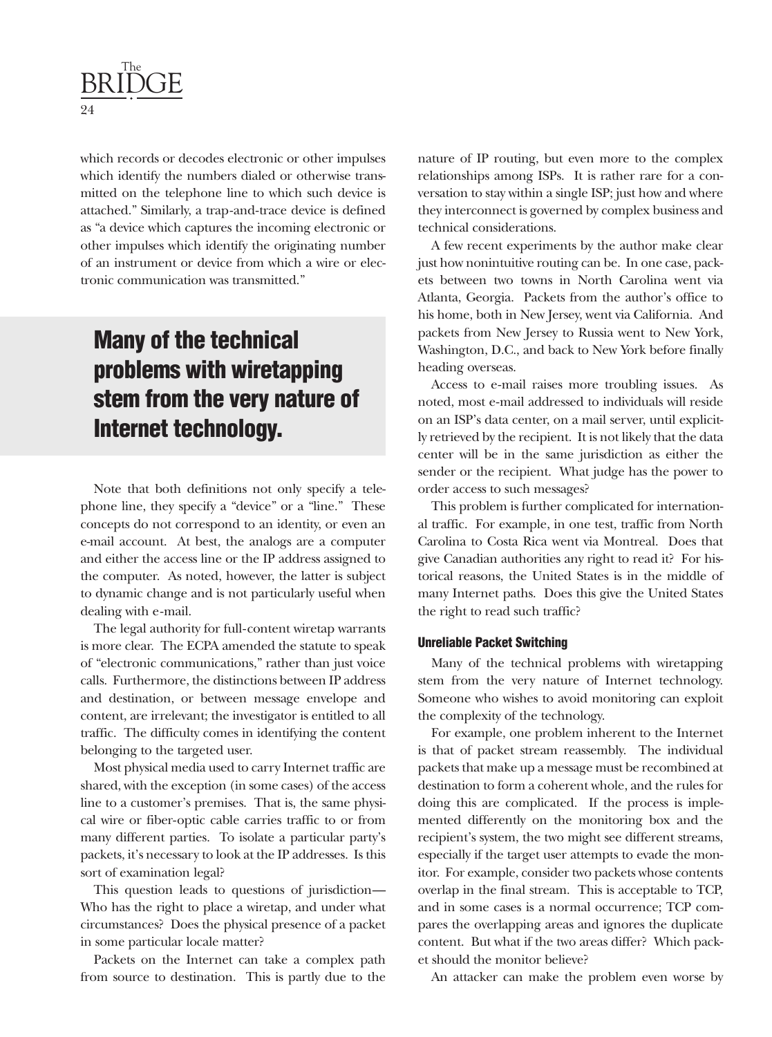which records or decodes electronic or other impulses which identify the numbers dialed or otherwise transmitted on the telephone line to which such device is attached." Similarly, a trap-and-trace device is defined as "a device which captures the incoming electronic or other impulses which identify the originating number of an instrument or device from which a wire or electronic communication was transmitted."

> **Many of the technical problems with wiretapping stem from the very nature of Internet technology.**

Note that both definitions not only specify a telephone line, they specify a "device" or a "line." These concepts do not correspond to an identity, or even an e-mail account. At best, the analogs are a computer and either the access line or the IP address assigned to the computer. As noted, however, the latter is subject to dynamic change and is not particularly useful when dealing with e-mail.

The legal authority for full-content wiretap warrants is more clear. The ECPA amended the statute to speak of "electronic communications," rather than just voice calls. Furthermore, the distinctions between IP address and destination, or between message envelope and content, are irrelevant; the investigator is entitled to all traffic. The difficulty comes in identifying the content belonging to the targeted user.

Most physical media used to carry Internet traffic are shared, with the exception (in some cases) of the access line to a customer's premises. That is, the same physical wire or fiber-optic cable carries traffic to or from many different parties. To isolate a particular party's packets, it's necessary to look at the IP addresses. Is this sort of examination legal?

This question leads to questions of jurisdiction—Who has the right to place a wiretap, and under what circumstances? Does the physical presence of a packet in some particular locale matter?

Packets on the Internet can take a complex path from source to destination. This is partly due to the nature of IP routing, but even more to the complex relationships among ISPs. It is rather rare for a conversation to stay within a single ISP; just how and where they interconnect is governed by complex business and technical considerations.

A few recent experiments by the author make clear just how nonintuitive routing can be. In one case, packets between two towns in North Carolina went via Atlanta, Georgia. Packets from the author's office to his home, both in New Jersey, went via California. And packets from New Jersey to Russia went to New York, Washington, D.C., and back to New York before finally heading overseas.

Access to e-mail raises more troubling issues. As noted, most e-mail addressed to individuals will reside on an ISP's data center, on a mail server, until explicitly retrieved by the recipient. It is not likely that the data center will be in the same jurisdiction as either the sender or the recipient. What judge has the power to order access to such messages?

This problem is further complicated for international traffic. For example, in one test, traffic from North Carolina to Costa Rica went via Montreal. Does that give Canadian authorities any right to read it? For historical reasons, the United States is in the middle of many Internet paths. Does this give the United States the right to read such traffic?

### Unreliable Packet Switching

Many of the technical problems with wiretapping stem from the very nature of Internet technology. Someone who wishes to avoid monitoring can exploit the complexity of the technology.

For example, one problem inherent to the Internet is that of packet stream reassembly. The individual packets that make up a message must be recombined at destination to form a coherent whole, and the rules for doing this are complicated. If the process is implemented differently on the monitoring box and the recipient's system, the two might see different streams, especially if the target user attempts to evade the monitor. For example, consider two packets whose contents overlap in the final stream. This is acceptable to TCP, and in some cases is a normal occurrence; TCP compares the overlapping areas and ignores the duplicate content. But what if the two areas differ? Which packet should the monitor believe?

An attacker can make the problem even worse by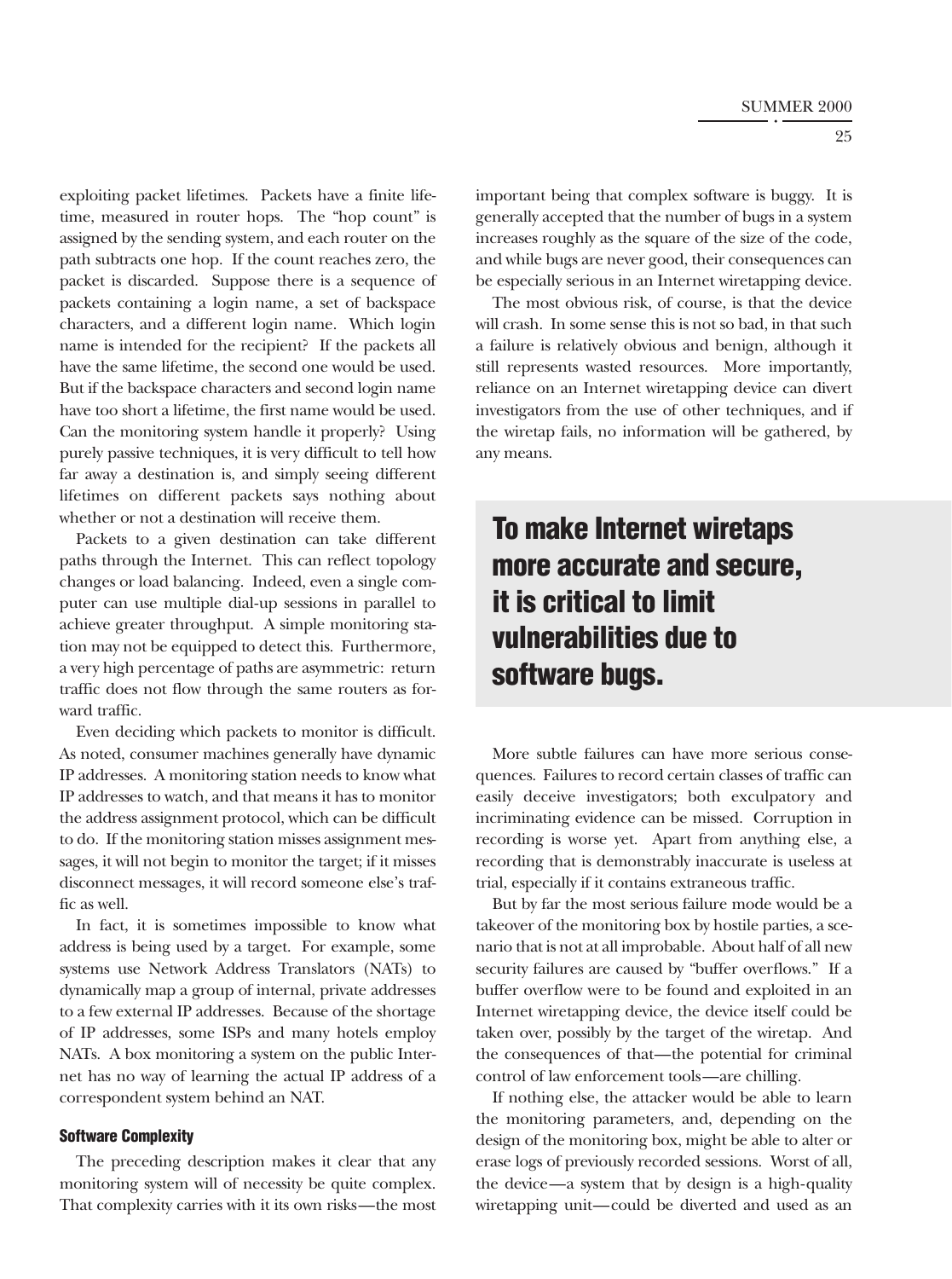exploiting packet lifetimes. Packets have a finite lifetime, measured in router hops. The "hop count" is assigned by the sending system, and each router on the path subtracts one hop. If the count reaches zero, the packet is discarded. Suppose there is a sequence of packets containing a login name, a set of backspace characters, and a different login name. Which login name is intended for the recipient? If the packets all have the same lifetime, the second one would be used. But if the backspace characters and second login name have too short a lifetime, the first name would be used. Can the monitoring system handle it properly? Using purely passive techniques, it is very difficult to tell how far away a destination is, and simply seeing different lifetimes on different packets says nothing about whether or not a destination will receive them.

Packets to a given destination can take different paths through the Internet. This can reflect topology changes or load balancing. Indeed, even a single computer can use multiple dial-up sessions in parallel to achieve greater throughput. A simple monitoring station may not be equipped to detect this. Furthermore, a very high percentage of paths are asymmetric: return traffic does not flow through the same routers as forward traffic.

Even deciding which packets to monitor is difficult. As noted, consumer machines generally have dynamic IP addresses. A monitoring station needs to know what IP addresses to watch, and that means it has to monitor the address assignment protocol, which can be difficult to do. If the monitoring station misses assignment messages, it will not begin to monitor the target; if it misses disconnect messages, it will record someone else's traffic as well.

In fact, it is sometimes impossible to know what address is being used by a target. For example, some systems use Network Address Translators (NATs) to dynamically map a group of internal, private addresses to a few external IP addresses. Because of the shortage of IP addresses, some ISPs and many hotels employ NATs. A box monitoring a system on the public Internet has no way of learning the actual IP address of a correspondent system behind an NAT.

#### Software Complexity

The preceding description makes it clear that any monitoring system will of necessity be quite complex. That complexity carries with it its own risks—the most important being that complex software is buggy. It is generally accepted that the number of bugs in a system increases roughly as the square of the size of the code, and while bugs are never good, their consequences can be especially serious in an Internet wiretapping device.

The most obvious risk, of course, is that the device will crash. In some sense this is not so bad, in that such a failure is relatively obvious and benign, although it still represents wasted resources. More importantly, reliance on an Internet wiretapping device can divert investigators from the use of other techniques, and if the wiretap fails, no information will be gathered, by any means.

> **To make Internet wiretaps more accurate and secure, it is critical to limit vulnerabilities due to software bugs.**

More subtle failures can have more serious consequences. Failures to record certain classes of traffic can easily deceive investigators; both exculpatory and incriminating evidence can be missed. Corruption in recording is worse yet. Apart from anything else, a recording that is demonstrably inaccurate is useless at trial, especially if it contains extraneous traffic.

But by far the most serious failure mode would be a takeover of the monitoring box by hostile parties, a scenario that is not at all improbable. About half of all new security failures are caused by "buffer overflows." If a buffer overflow were to be found and exploited in an Internet wiretapping device, the device itself could be taken over, possibly by the target of the wiretap. And the consequences of that—the potential for criminal control of law enforcement tools—are chilling.

If nothing else, the attacker would be able to learn the monitoring parameters, and, depending on the design of the monitoring box, might be able to alter or erase logs of previously recorded sessions. Worst of all, the device—a system that by design is a high-quality wiretapping unit—could be diverted and used as an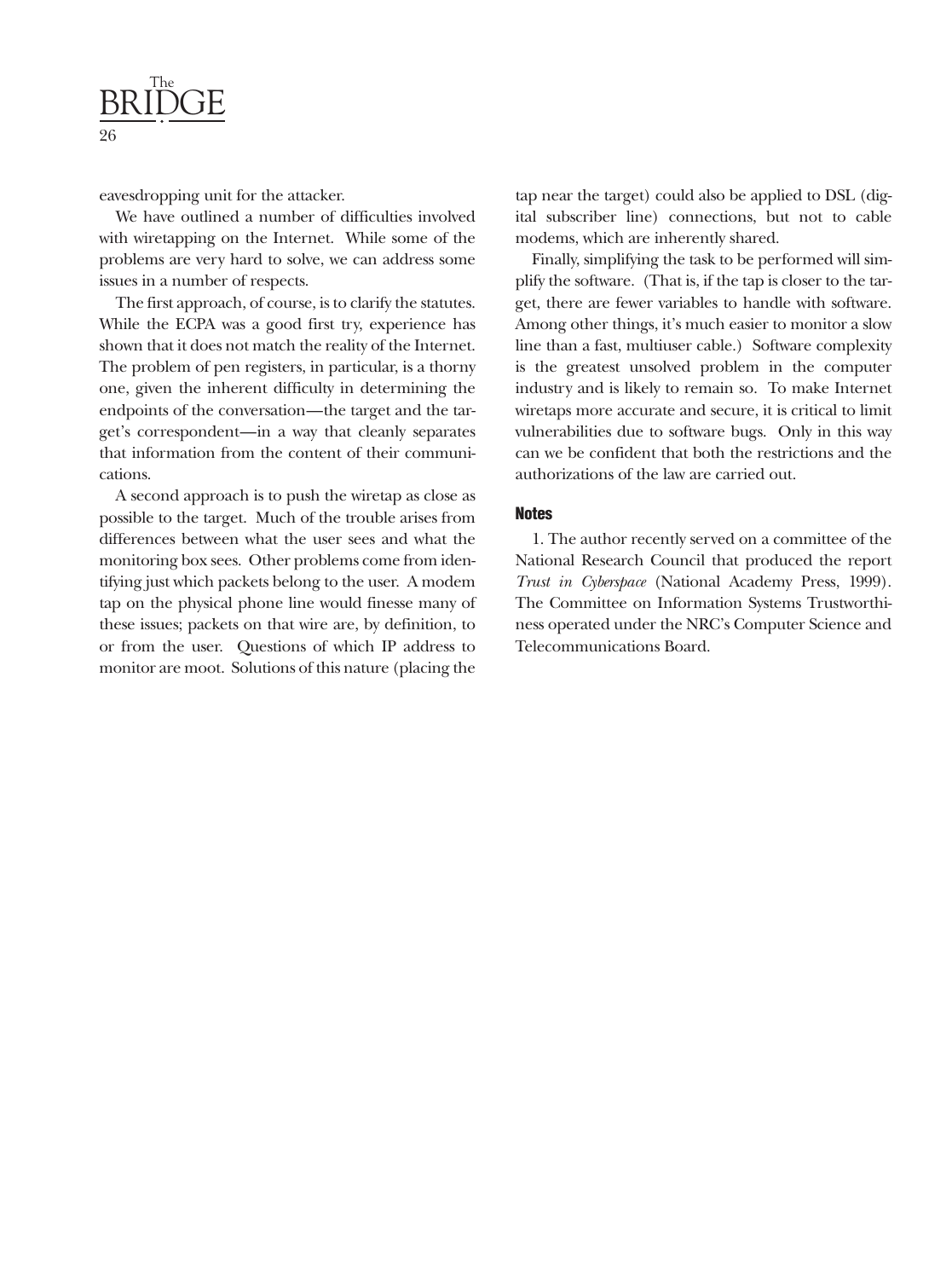eavesdropping unit for the attacker.

We have outlined a number of difficulties involved with wiretapping on the Internet. While some of the problems are very hard to solve, we can address some issues in a number of respects.

The first approach, of course, is to clarify the statutes. While the ECPA was a good first try, experience has shown that it does not match the reality of the Internet. The problem of pen registers, in particular, is a thorny one, given the inherent difficulty in determining the endpoints of the conversation—the target and the target's correspondent—in a way that cleanly separates that information from the content of their communications.

A second approach is to push the wiretap as close as possible to the target. Much of the trouble arises from differences between what the user sees and what the monitoring box sees. Other problems come from identifying just which packets belong to the user. A modem tap on the physical phone line would finesse many of these issues; packets on that wire are, by definition, to or from the user. Questions of which IP address to monitor are moot. Solutions of this nature (placing the tap near the target) could also be applied to DSL (digital subscriber line) connections, but not to cable modems, which are inherently shared.

Finally, simplifying the task to be performed will simplify the software. (That is, if the tap is closer to the target, there are fewer variables to handle with software. Among other things, it's much easier to monitor a slow line than a fast, multiuser cable.) Software complexity is the greatest unsolved problem in the computer industry and is likely to remain so. To make Internet wiretaps more accurate and secure, it is critical to limit vulnerabilities due to software bugs. Only in this way can we be confident that both the restrictions and the authorizations of the law are carried out.

## Notes

1. The author recently served on a committee of the National Research Council that produced the report *Trust in Cyberspace* (National Academy Press, 1999). The Committee on Information Systems Trustworthiness operated under the NRC's Computer Science and Telecommunications Board.